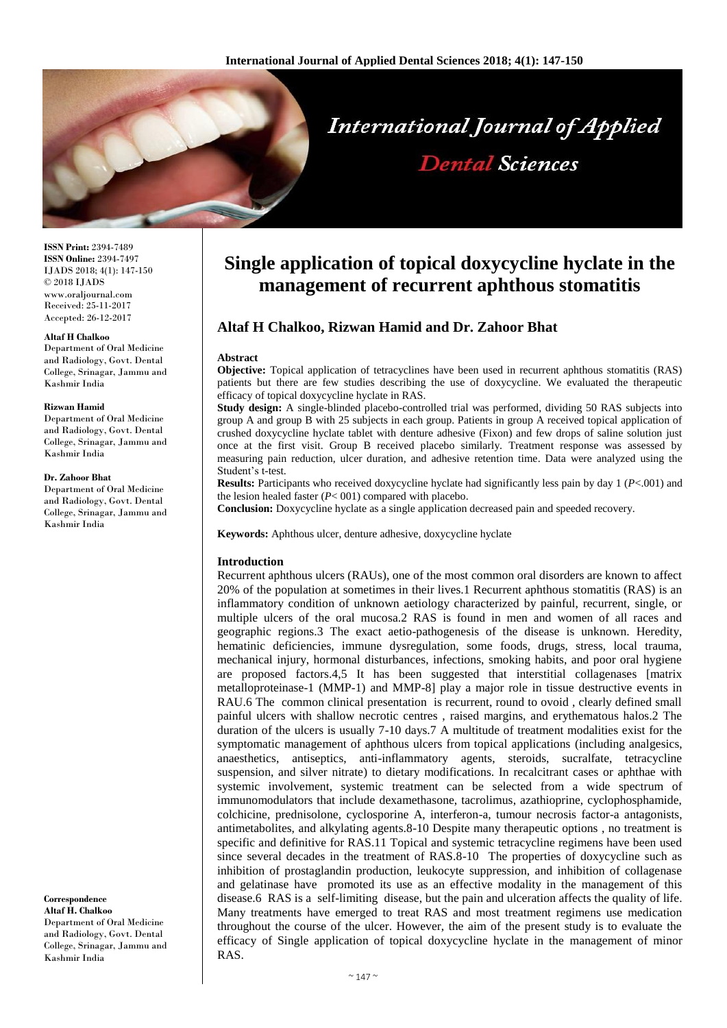ISSN Print: 2394-7489
ISSN Online: 2394-7497
IJADS 2018; 4(1): 147-150
© 2018 IJADS
www.oraljournal.com
Received: 25-11-2017
Accepted: 26-12-2017

**Altaf H Chalkoo**
Department of Oral Medicine and Radiology, Govt. Dental College, Srinagar, Jammu and Kashmir India

**Rizwan Hamid**
Department of Oral Medicine and Radiology, Govt. Dental College, Srinagar, Jammu and Kashmir India

**Dr. Zahoor Bhat**
Department of Oral Medicine and Radiology, Govt. Dental College, Srinagar, Jammu and Kashmir India

**Correspondence**
**Altaf H. Chalkoo**
Department of Oral Medicine and Radiology, Govt. Dental College, Srinagar, Jammu and Kashmir India

# Single application of topical doxycycline hyclate in the management of recurrent aphthous stomatitis

## Altaf H Chalkoo, Rizwan Hamid and Dr. Zahoor Bhat

### Abstract

**Objective:** Topical application of tetracyclines have been used in recurrent aphthous stomatitis (RAS) patients but there are few studies describing the use of doxycycline. We evaluated the therapeutic efficacy of topical doxycycline hyclate in RAS.

**Study design:** A single-blinded placebo-controlled trial was performed, dividing 50 RAS subjects into group A and group B with 25 subjects in each group. Patients in group A received topical application of crushed doxycycline hyclate tablet with denture adhesive (Fixon) and few drops of saline solution just once at the first visit. Group B received placebo similarly. Treatment response was assessed by measuring pain reduction, ulcer duration, and adhesive retention time. Data were analyzed using the Student's t-test.

**Results:** Participants who received doxycycline hyclate had significantly less pain by day 1 ($P<.001$) and the lesion healed faster ($P<001$) compared with placebo.

**Conclusion:** Doxycycline hyclate as a single application decreased pain and speeded recovery.

**Keywords:** Aphthous ulcer, denture adhesive, doxycycline hyclate

### Introduction

Recurrent aphthous ulcers (RAUs), one of the most common oral disorders are known to affect 20% of the population at sometimes in their lives.1 Recurrent aphthous stomatitis (RAS) is an inflammatory condition of unknown aetiology characterized by painful, recurrent, single, or multiple ulcers of the oral mucosa.2 RAS is found in men and women of all races and geographic regions.3 The exact aetio-pathogenesis of the disease is unknown. Heredity, hematinic deficiencies, immune dysregulation, some foods, drugs, stress, local trauma, mechanical injury, hormonal disturbances, infections, smoking habits, and poor oral hygiene are proposed factors.4,5 It has been suggested that interstitial collagenases [matrix metalloproteinase-1 (MMP-1) and MMP-8] play a major role in tissue destructive events in RAU.6 The common clinical presentation is recurrent, round to ovoid , clearly defined small painful ulcers with shallow necrotic centres , raised margins, and erythematous halos.2 The duration of the ulcers is usually 7-10 days.7 A multitude of treatment modalities exist for the symptomatic management of aphthous ulcers from topical applications (including analgesics, anaesthetics, antiseptics, anti-inflammatory agents, steroids, sucralfate, tetracycline suspension, and silver nitrate) to dietary modifications. In recalcitrant cases or aphthae with systemic involvement, systemic treatment can be selected from a wide spectrum of immunomodulators that include dexamethasone, tacrolimus, azathioprine, cyclophosphamide, colchicine, prednisolone, cyclosporine A, interferon-a, tumour necrosis factor-a antagonists, antimetabolites, and alkylating agents.8-10 Despite many therapeutic options , no treatment is specific and definitive for RAS.11 Topical and systemic tetracycline regimens have been used since several decades in the treatment of RAS.8-10 The properties of doxycycline such as inhibition of prostaglandin production, leukocyte suppression, and inhibition of collagenase and gelatinase have promoted its use as an effective modality in the management of this disease.6 RAS is a self-limiting disease, but the pain and ulceration affects the quality of life. Many treatments have emerged to treat RAS and most treatment regimens use medication throughout the course of the ulcer. However, the aim of the present study is to evaluate the efficacy of Single application of topical doxycycline hyclate in the management of minor RAS.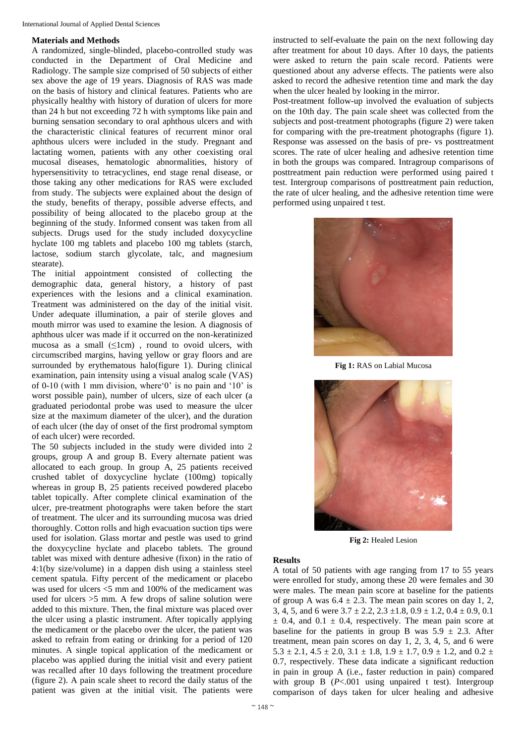## Materials and Methods

A randomized, single-blinded, placebo-controlled study was conducted in the Department of Oral Medicine and Radiology. The sample size comprised of 50 subjects of either sex above the age of 19 years. Diagnosis of RAS was made on the basis of history and clinical features. Patients who are physically healthy with history of duration of ulcers for more than 24 h but not exceeding 72 h with symptoms like pain and burning sensation secondary to oral aphthous ulcers and with the characteristic clinical features of recurrent minor oral aphthous ulcers were included in the study. Pregnant and lactating women, patients with any other coexisting oral mucosal diseases, hematologic abnormalities, history of hypersensitivity to tetracyclines, end stage renal disease, or those taking any other medications for RAS were excluded from study. The subjects were explained about the design of the study, benefits of therapy, possible adverse effects, and possibility of being allocated to the placebo group at the beginning of the study. Informed consent was taken from all subjects. Drugs used for the study included doxycycline hyclate 100 mg tablets and placebo 100 mg tablets (starch, lactose, sodium starch glycolate, talc, and magnesium stearate).

The initial appointment consisted of collecting the demographic data, general history, a history of past experiences with the lesions and a clinical examination. Treatment was administered on the day of the initial visit. Under adequate illumination, a pair of sterile gloves and mouth mirror was used to examine the lesion. A diagnosis of aphthous ulcer was made if it occurred on the non-keratinized mucosa as a small (≤1cm) , round to ovoid ulcers, with circumscribed margins, having yellow or gray floors and are surrounded by erythematous halo(figure 1). During clinical examination, pain intensity using a visual analog scale (VAS) of 0-10 (with 1 mm division, where'0' is no pain and '10' is worst possible pain), number of ulcers, size of each ulcer (a graduated periodontal probe was used to measure the ulcer size at the maximum diameter of the ulcer), and the duration of each ulcer (the day of onset of the first prodromal symptom of each ulcer) were recorded.

The 50 subjects included in the study were divided into 2 groups, group A and group B. Every alternate patient was allocated to each group. In group A, 25 patients received crushed tablet of doxycycline hyclate (100mg) topically whereas in group B, 25 patients received powdered placebo tablet topically. After complete clinical examination of the ulcer, pre-treatment photographs were taken before the start of treatment. The ulcer and its surrounding mucosa was dried thoroughly. Cotton rolls and high evacuation suction tips were used for isolation. Glass mortar and pestle was used to grind the doxycycline hyclate and placebo tablets. The ground tablet was mixed with denture adhesive (fixon) in the ratio of 4:1(by size/volume) in a dappen dish using a stainless steel cement spatula. Fifty percent of the medicament or placebo was used for ulcers <5 mm and 100% of the medicament was used for ulcers >5 mm. A few drops of saline solution were added to this mixture. Then, the final mixture was placed over the ulcer using a plastic instrument. After topically applying the medicament or the placebo over the ulcer, the patient was asked to refrain from eating or drinking for a period of 120 minutes. A single topical application of the medicament or placebo was applied during the initial visit and every patient was recalled after 10 days following the treatment procedure (figure 2). A pain scale sheet to record the daily status of the patient was given at the initial visit. The patients were instructed to self-evaluate the pain on the next following day after treatment for about 10 days. After 10 days, the patients were asked to return the pain scale record. Patients were questioned about any adverse effects. The patients were also asked to record the adhesive retention time and mark the day when the ulcer healed by looking in the mirror.

Post-treatment follow-up involved the evaluation of subjects on the 10th day. The pain scale sheet was collected from the subjects and post-treatment photographs (figure 2) were taken for comparing with the pre-treatment photographs (figure 1). Response was assessed on the basis of pre- vs posttreatment scores. The rate of ulcer healing and adhesive retention time in both the groups was compared. Intragroup comparisons of posttreatment pain reduction were performed using paired t test. Intergroup comparisons of posttreatment pain reduction, the rate of ulcer healing, and the adhesive retention time were performed using unpaired t test.

**Fig 1:** RAS on Labial Mucosa

**Fig 2:** Healed Lesion

## Results

A total of 50 patients with age ranging from 17 to 55 years were enrolled for study, among these 20 were females and 30 were males. The mean pain score at baseline for the patients of group A was $6.4 \pm 2.3$. The mean pain scores on day 1, 2, 3, 4, 5, and 6 were $3.7 \pm 2.2$, $2.3 \pm 1.8$, $0.9 \pm 1.2$, $0.4 \pm 0.9$, $0.1 \pm 0.4$, and $0.1 \pm 0.4$, respectively. The mean pain score at baseline for the patients in group B was $5.9 \pm 2.3$. After treatment, mean pain scores on day 1, 2, 3, 4, 5, and 6 were $5.3 \pm 2.1$, $4.5 \pm 2.0$, $3.1 \pm 1.8$, $1.9 \pm 1.7$, $0.9 \pm 1.2$, and $0.2 \pm 0.7$, respectively. These data indicate a significant reduction in pain in group A (i.e., faster reduction in pain) compared with group B ($P<.001$ using unpaired t test). Intergroup comparison of days taken for ulcer healing and adhesive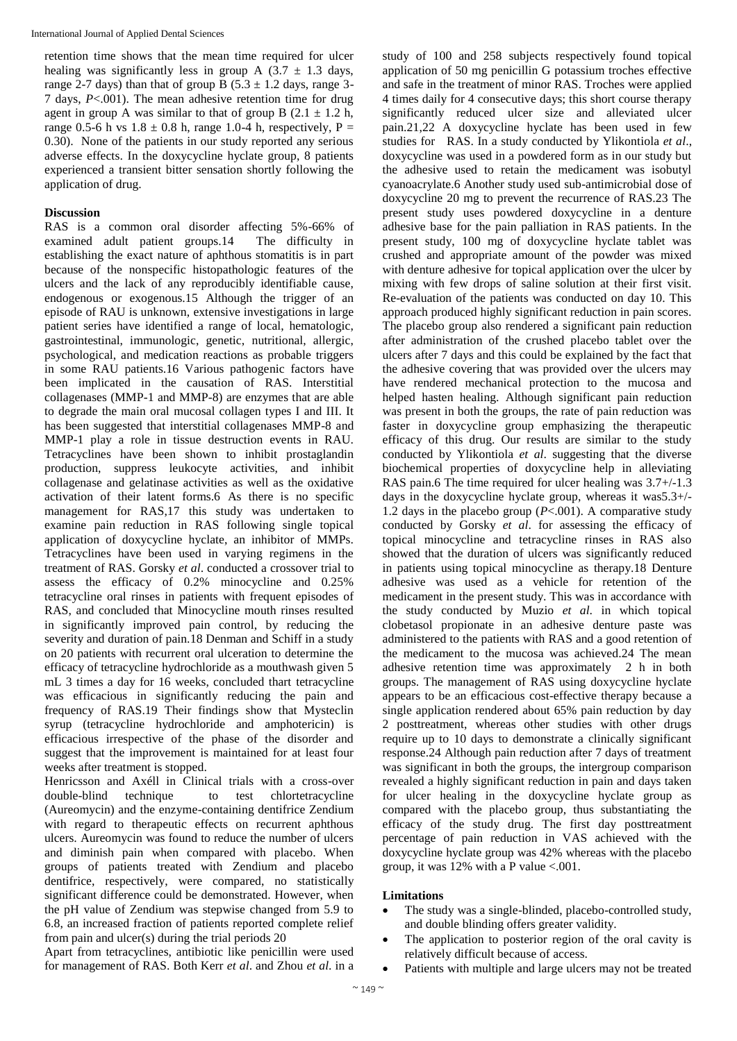retention time shows that the mean time required for ulcer healing was significantly less in group A ($3.7 \pm 1.3$ days, range 2-7 days) than that of group B ($5.3 \pm 1.2$ days, range 3-7 days, $P<.001$). The mean adhesive retention time for drug agent in group A was similar to that of group B ($2.1 \pm 1.2$ h, range 0.5-6 h vs $1.8 \pm 0.8$ h, range 1.0-4 h, respectively, $P = 0.30$). None of the patients in our study reported any serious adverse effects. In the doxycycline hyclate group, 8 patients experienced a transient bitter sensation shortly following the application of drug.

## Discussion

RAS is a common oral disorder affecting 5%-66% of examined adult patient groups.14 The difficulty in establishing the exact nature of aphthous stomatitis is in part because of the nonspecific histopathologic features of the ulcers and the lack of any reproducibly identifiable cause, endogenous or exogenous.15 Although the trigger of an episode of RAU is unknown, extensive investigations in large patient series have identified a range of local, hematologic, gastrointestinal, immunologic, genetic, nutritional, allergic, psychological, and medication reactions as probable triggers in some RAU patients.16 Various pathogenic factors have been implicated in the causation of RAS. Interstitial collagenases (MMP-1 and MMP-8) are enzymes that are able to degrade the main oral mucosal collagen types I and III. It has been suggested that interstitial collagenases MMP-8 and MMP-1 play a role in tissue destruction events in RAU. Tetracyclines have been shown to inhibit prostaglandin production, suppress leukocyte activities, and inhibit collagenase and gelatinase activities as well as the oxidative activation of their latent forms.6 As there is no specific management for RAS,17 this study was undertaken to examine pain reduction in RAS following single topical application of doxycycline hyclate, an inhibitor of MMPs. Tetracyclines have been used in varying regimens in the treatment of RAS. Gorsky *et al*. conducted a crossover trial to assess the efficacy of 0.2% minocycline and 0.25% tetracycline oral rinses in patients with frequent episodes of RAS, and concluded that Minocycline mouth rinses resulted in significantly improved pain control, by reducing the severity and duration of pain.18 Denman and Schiff in a study on 20 patients with recurrent oral ulceration to determine the efficacy of tetracycline hydrochloride as a mouthwash given 5 mL 3 times a day for 16 weeks, concluded thart tetracycline was efficacious in significantly reducing the pain and frequency of RAS.19 Their findings show that Mysteclin syrup (tetracycline hydrochloride and amphotericin) is efficacious irrespective of the phase of the disorder and suggest that the improvement is maintained for at least four weeks after treatment is stopped.

Henricsson and Axéll in Clinical trials with a cross-over double-blind technique to test chlortetracycline (Aureomycin) and the enzyme-containing dentifrice Zendium with regard to therapeutic effects on recurrent aphthous ulcers. Aureomycin was found to reduce the number of ulcers and diminish pain when compared with placebo. When groups of patients treated with Zendium and placebo dentifrice, respectively, were compared, no statistically significant difference could be demonstrated. However, when the pH value of Zendium was stepwise changed from 5.9 to 6.8, an increased fraction of patients reported complete relief from pain and ulcer(s) during the trial periods 20

Apart from tetracyclines, antibiotic like penicillin were used for management of RAS. Both Kerr *et al*. and Zhou *et al*. in a study of 100 and 258 subjects respectively found topical application of 50 mg penicillin G potassium troches effective and safe in the treatment of minor RAS. Troches were applied 4 times daily for 4 consecutive days; this short course therapy significantly reduced ulcer size and alleviated ulcer pain.21,22 A doxycycline hyclate has been used in few studies for RAS. In a study conducted by Ylikontiola *et al*., doxycycline was used in a powdered form as in our study but the adhesive used to retain the medicament was isobutyl cyanoacrylate.6 Another study used sub-antimicrobial dose of doxycycline 20 mg to prevent the recurrence of RAS.23 The present study uses powdered doxycycline in a denture adhesive base for the pain palliation in RAS patients. In the present study, 100 mg of doxycycline hyclate tablet was crushed and appropriate amount of the powder was mixed with denture adhesive for topical application over the ulcer by mixing with few drops of saline solution at their first visit. Re-evaluation of the patients was conducted on day 10. This approach produced highly significant reduction in pain scores. The placebo group also rendered a significant pain reduction after administration of the crushed placebo tablet over the ulcers after 7 days and this could be explained by the fact that the adhesive covering that was provided over the ulcers may have rendered mechanical protection to the mucosa and helped hasten healing. Although significant pain reduction was present in both the groups, the rate of pain reduction was faster in doxycycline group emphasizing the therapeutic efficacy of this drug. Our results are similar to the study conducted by Ylikontiola *et al*. suggesting that the diverse biochemical properties of doxycycline help in alleviating RAS pain.6 The time required for ulcer healing was 3.7+/-1.3 days in the doxycycline hyclate group, whereas it was5.3+/-1.2 days in the placebo group ($P<.001$). A comparative study conducted by Gorsky *et al*. for assessing the efficacy of topical minocycline and tetracycline rinses in RAS also showed that the duration of ulcers was significantly reduced in patients using topical minocycline as therapy.18 Denture adhesive was used as a vehicle for retention of the medicament in the present study. This was in accordance with the study conducted by Muzio *et al*. in which topical clobetasol propionate in an adhesive denture paste was administered to the patients with RAS and a good retention of the medicament to the mucosa was achieved.24 The mean adhesive retention time was approximately 2 h in both groups. The management of RAS using doxycycline hyclate appears to be an efficacious cost-effective therapy because a single application rendered about 65% pain reduction by day 2 posttreatment, whereas other studies with other drugs require up to 10 days to demonstrate a clinically significant response.24 Although pain reduction after 7 days of treatment was significant in both the groups, the intergroup comparison revealed a highly significant reduction in pain and days taken for ulcer healing in the doxycycline hyclate group as compared with the placebo group, thus substantiating the efficacy of the study drug. The first day posttreatment percentage of pain reduction in VAS achieved with the doxycycline hyclate group was 42% whereas with the placebo group, it was 12% with a P value <.001.

## Limitations

- The study was a single-blinded, placebo-controlled study, and double blinding offers greater validity.
- The application to posterior region of the oral cavity is relatively difficult because of access.
- Patients with multiple and large ulcers may not be treated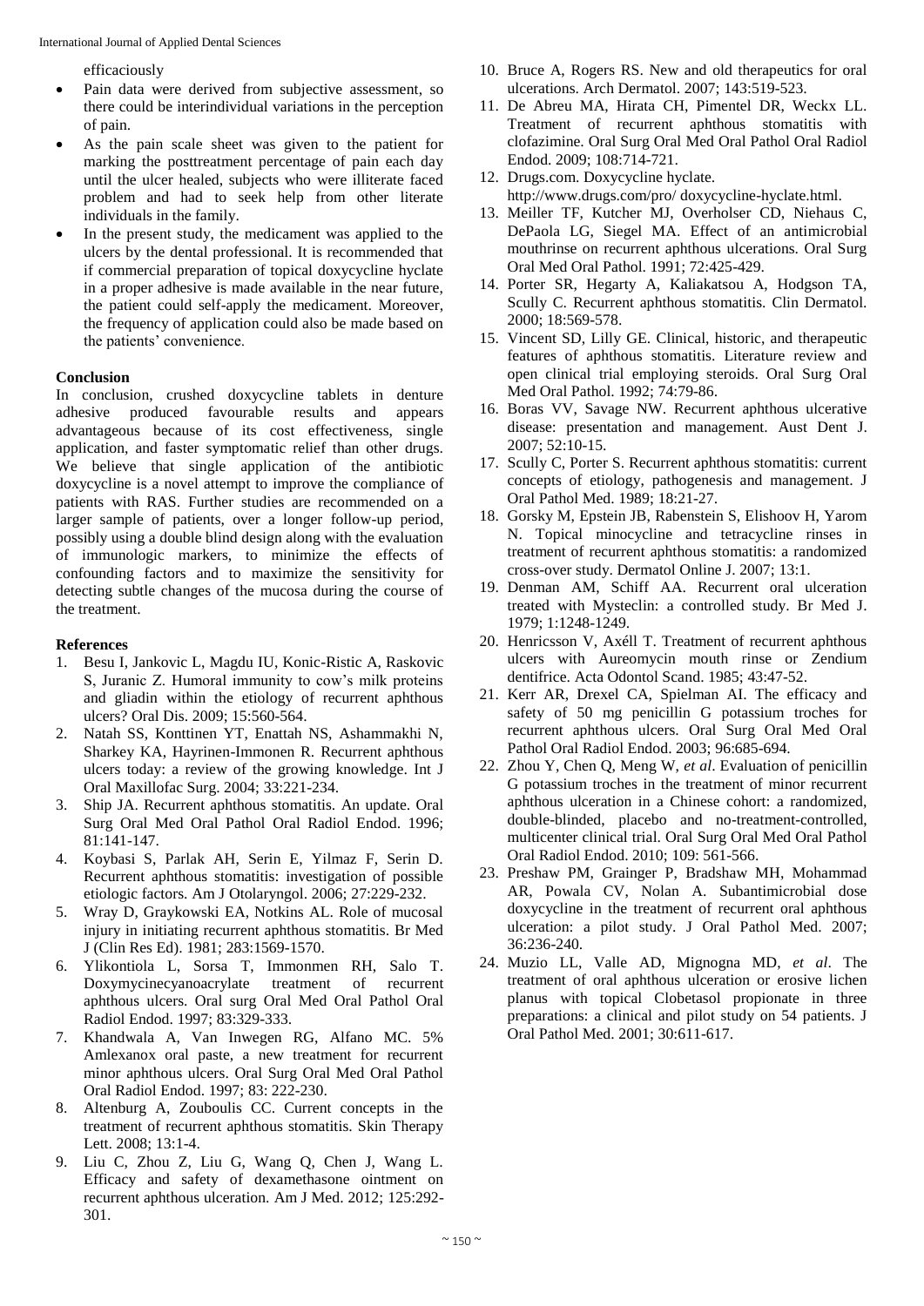efficaciously

- Pain data were derived from subjective assessment, so there could be interindividual variations in the perception of pain.
- As the pain scale sheet was given to the patient for marking the posttreatment percentage of pain each day until the ulcer healed, subjects who were illiterate faced problem and had to seek help from other literate individuals in the family.
- In the present study, the medicament was applied to the ulcers by the dental professional. It is recommended that if commercial preparation of topical doxycycline hyclate in a proper adhesive is made available in the near future, the patient could self-apply the medicament. Moreover, the frequency of application could also be made based on the patients' convenience.

## Conclusion

In conclusion, crushed doxycycline tablets in denture adhesive produced favourable results and appears advantageous because of its cost effectiveness, single application, and faster symptomatic relief than other drugs. We believe that single application of the antibiotic doxycycline is a novel attempt to improve the compliance of patients with RAS. Further studies are recommended on a larger sample of patients, over a longer follow-up period, possibly using a double blind design along with the evaluation of immunologic markers, to minimize the effects of confounding factors and to maximize the sensitivity for detecting subtle changes of the mucosa during the course of the treatment.

## References

1. Besu I, Jankovic L, Magdu IU, Konic-Ristic A, Raskovic S, Juranic Z. Humoral immunity to cow's milk proteins and gliadin within the etiology of recurrent aphthous ulcers? Oral Dis. 2009; 15:560-564.
2. Natah SS, Konttinen YT, Enattah NS, Ashammakhi N, Sharkey KA, Hayrinen-Immonen R. Recurrent aphthous ulcers today: a review of the growing knowledge. Int J Oral Maxillofac Surg. 2004; 33:221-234.
3. Ship JA. Recurrent aphthous stomatitis. An update. Oral Surg Oral Med Oral Pathol Oral Radiol Endod. 1996; 81:141-147.
4. Koybasi S, Parlak AH, Serin E, Yilmaz F, Serin D. Recurrent aphthous stomatitis: investigation of possible etiologic factors. Am J Otolaryngol. 2006; 27:229-232.
5. Wray D, Graykowski EA, Notkins AL. Role of mucosal injury in initiating recurrent aphthous stomatitis. Br Med J (Clin Res Ed). 1981; 283:1569-1570.
6. Ylikontiola L, Sorsa T, Immonmen RH, Salo T. Doxymycinecyanoacrylate treatment of recurrent aphthous ulcers. Oral surg Oral Med Oral Pathol Oral Radiol Endod. 1997; 83:329-333.
7. Khandwala A, Van Inwegen RG, Alfano MC. 5% Amlexanox oral paste, a new treatment for recurrent minor aphthous ulcers. Oral Surg Oral Med Oral Pathol Oral Radiol Endod. 1997; 83: 222-230.
8. Altenburg A, Zouboulis CC. Current concepts in the treatment of recurrent aphthous stomatitis. Skin Therapy Lett. 2008; 13:1-4.
9. Liu C, Zhou Z, Liu G, Wang Q, Chen J, Wang L. Efficacy and safety of dexamethasone ointment on recurrent aphthous ulceration. Am J Med. 2012; 125:292-301.
10. Bruce A, Rogers RS. New and old therapeutics for oral ulcerations. Arch Dermatol. 2007; 143:519-523.
11. De Abreu MA, Hirata CH, Pimentel DR, Weckx LL. Treatment of recurrent aphthous stomatitis with clofazimine. Oral Surg Oral Med Oral Pathol Oral Radiol Endod. 2009; 108:714-721.
12. Drugs.com. Doxycycline hyclate. http://www.drugs.com/pro/ doxycycline-hyclate.html.
13. Meiller TF, Kutcher MJ, Overholser CD, Niehaus C, DePaola LG, Siegel MA. Effect of an antimicrobial mouthrinse on recurrent aphthous ulcerations. Oral Surg Oral Med Oral Pathol. 1991; 72:425-429.
14. Porter SR, Hegarty A, Kaliakatsou A, Hodgson TA, Scully C. Recurrent aphthous stomatitis. Clin Dermatol. 2000; 18:569-578.
15. Vincent SD, Lilly GE. Clinical, historic, and therapeutic features of aphthous stomatitis. Literature review and open clinical trial employing steroids. Oral Surg Oral Med Oral Pathol. 1992; 74:79-86.
16. Boras VV, Savage NW. Recurrent aphthous ulcerative disease: presentation and management. Aust Dent J. 2007; 52:10-15.
17. Scully C, Porter S. Recurrent aphthous stomatitis: current concepts of etiology, pathogenesis and management. J Oral Pathol Med. 1989; 18:21-27.
18. Gorsky M, Epstein JB, Rabenstein S, Elishoov H, Yarom N. Topical minocycline and tetracycline rinses in treatment of recurrent aphthous stomatitis: a randomized cross-over study. Dermatol Online J. 2007; 13:1.
19. Denman AM, Schiff AA. Recurrent oral ulceration treated with Mysteclin: a controlled study. Br Med J. 1979; 1:1248-1249.
20. Henricsson V, Axéll T. Treatment of recurrent aphthous ulcers with Aureomycin mouth rinse or Zendium dentifrice. Acta Odontol Scand. 1985; 43:47-52.
21. Kerr AR, Drexel CA, Spielman AI. The efficacy and safety of 50 mg penicillin G potassium troches for recurrent aphthous ulcers. Oral Surg Oral Med Oral Pathol Oral Radiol Endod. 2003; 96:685-694.
22. Zhou Y, Chen Q, Meng W, *et al*. Evaluation of penicillin G potassium troches in the treatment of minor recurrent aphthous ulceration in a Chinese cohort: a randomized, double-blinded, placebo and no-treatment-controlled, multicenter clinical trial. Oral Surg Oral Med Oral Pathol Oral Radiol Endod. 2010; 109: 561-566.
23. Preshaw PM, Grainger P, Bradshaw MH, Mohammad AR, Powala CV, Nolan A. Subantimicrobial dose doxycycline in the treatment of recurrent oral aphthous ulceration: a pilot study. J Oral Pathol Med. 2007; 36:236-240.
24. Muzio LL, Valle AD, Mignogna MD, *et al*. The treatment of oral aphthous ulceration or erosive lichen planus with topical Clobetasol propionate in three preparations: a clinical and pilot study on 54 patients. J Oral Pathol Med. 2001; 30:611-617.